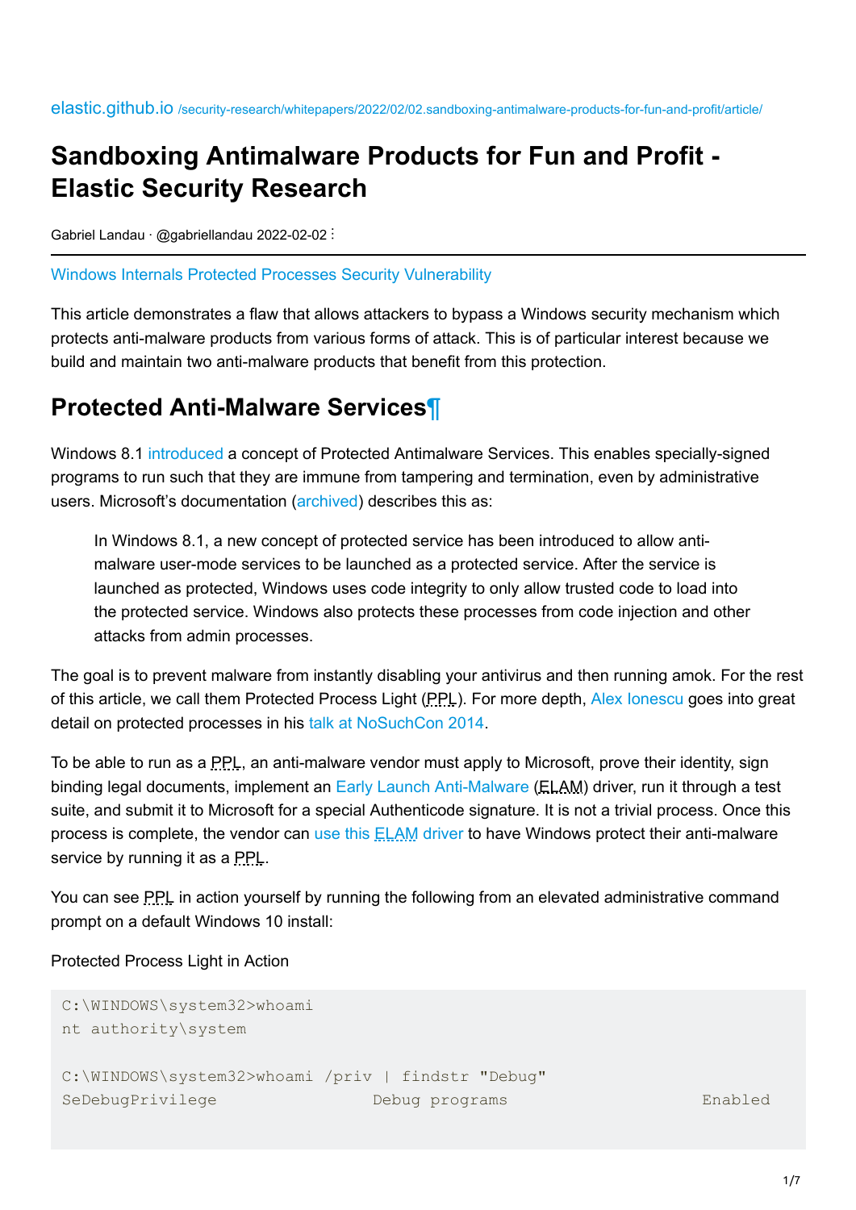elastic.github.io /security-research/whitepapers/2022/02/02.sandboxing-antimalware-products-for-fun-and-profit/article/

# Sandboxing Antimalware Products for Fun and Profit - Elastic Security Research

Gabriel Landau · @gabriellandau 2022-02-02

Windows Internals Protected Processes Security Vulnerability

This article demonstrates a flaw that allows attackers to bypass a Windows security mechanism which protects anti-malware products from various forms of attack. This is of particular interest because we build and maintain two anti-malware products that benefit from this protection.

## Protected Anti-Malware Services¶

Windows 8.1 introduced a concept of Protected Antimalware Services. This enables specially-signed programs to run such that they are immune from tampering and termination, even by administrative users. Microsoft's documentation (archived) describes this as:

> In Windows 8.1, a new concept of protected service has been introduced to allow anti-malware user-mode services to be launched as a protected service. After the service is launched as protected, Windows uses code integrity to only allow trusted code to load into the protected service. Windows also protects these processes from code injection and other attacks from admin processes.

The goal is to prevent malware from instantly disabling your antivirus and then running amok. For the rest of this article, we call them Protected Process Light (PPL). For more depth, Alex Ionescu goes into great detail on protected processes in his talk at NoSuchCon 2014.

To be able to run as a PPL, an anti-malware vendor must apply to Microsoft, prove their identity, sign binding legal documents, implement an Early Launch Anti-Malware (ELAM) driver, run it through a test suite, and submit it to Microsoft for a special Authenticode signature. It is not a trivial process. Once this process is complete, the vendor can use this ELAM driver to have Windows protect their anti-malware service by running it as a PPL.

You can see PPL in action yourself by running the following from an elevated administrative command prompt on a default Windows 10 install:

Protected Process Light in Action

```
C:\WINDOWS\system32>whoami
nt authority\system

C:\WINDOWS\system32>whoami /priv | findstr "Debug"
SeDebugPrivilege              Debug programs                            Enabled
```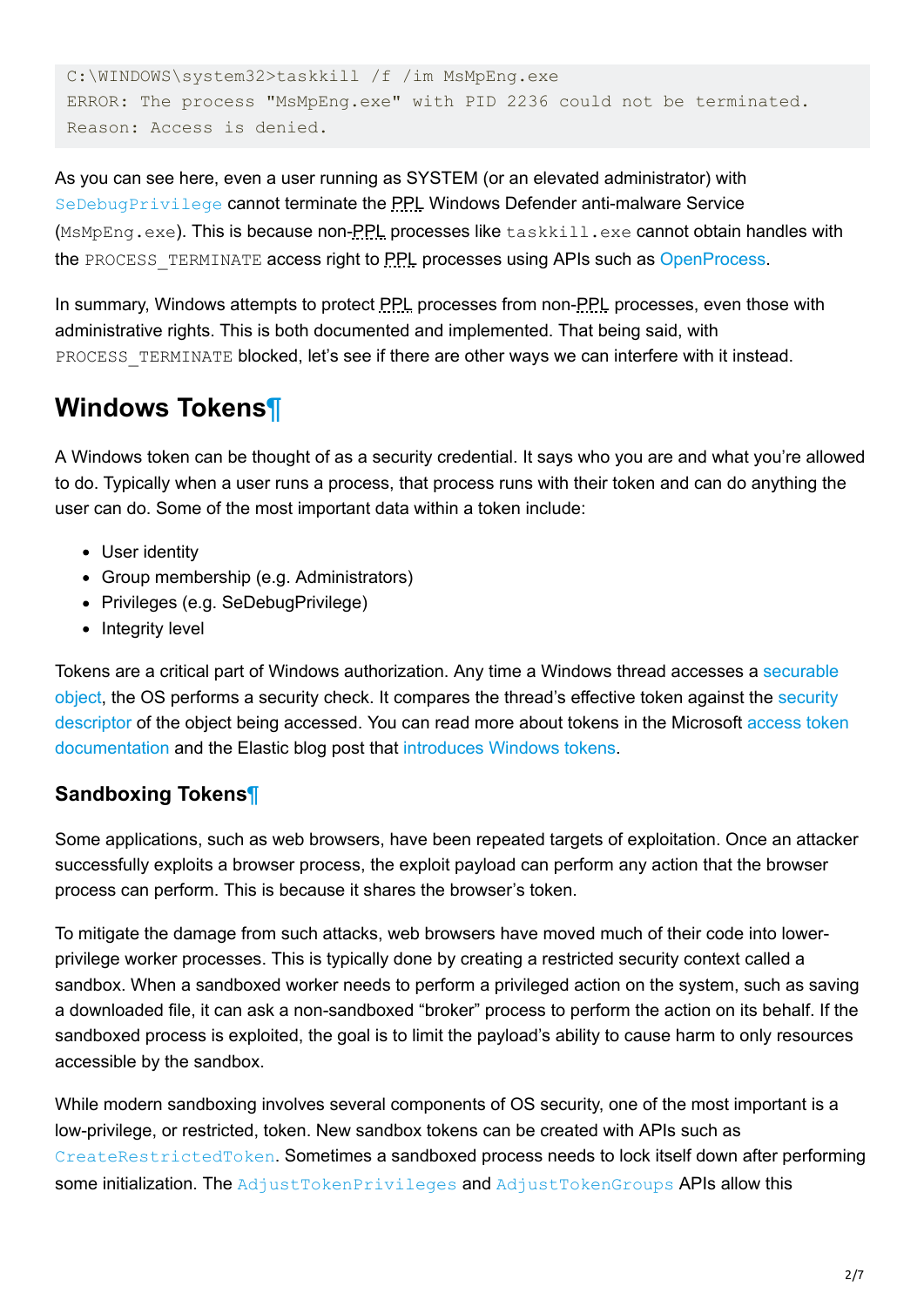```
C:\WINDOWS\system32>taskkill /f /im MsMpEng.exe
ERROR: The process "MsMpEng.exe" with PID 2236 could not be terminated.
Reason: Access is denied.
```

As you can see here, even a user running as SYSTEM (or an elevated administrator) with `SeDebugPrivilege` cannot terminate the PPL Windows Defender anti-malware Service (`MsMpEng.exe`). This is because non-PPL processes like `taskkill.exe` cannot obtain handles with the `PROCESS_TERMINATE` access right to PPL processes using APIs such as OpenProcess.

In summary, Windows attempts to protect PPL processes from non-PPL processes, even those with administrative rights. This is both documented and implemented. That being said, with `PROCESS_TERMINATE` blocked, let's see if there are other ways we can interfere with it instead.

## Windows Tokens¶

A Windows token can be thought of as a security credential. It says who you are and what you're allowed to do. Typically when a user runs a process, that process runs with their token and can do anything the user can do. Some of the most important data within a token include:

- User identity
- Group membership (e.g. Administrators)
- Privileges (e.g. SeDebugPrivilege)
- Integrity level

Tokens are a critical part of Windows authorization. Any time a Windows thread accesses a securable object, the OS performs a security check. It compares the thread's effective token against the security descriptor of the object being accessed. You can read more about tokens in the Microsoft access token documentation and the Elastic blog post that introduces Windows tokens.

### Sandboxing Tokens¶

Some applications, such as web browsers, have been repeated targets of exploitation. Once an attacker successfully exploits a browser process, the exploit payload can perform any action that the browser process can perform. This is because it shares the browser's token.

To mitigate the damage from such attacks, web browsers have moved much of their code into lower-privilege worker processes. This is typically done by creating a restricted security context called a sandbox. When a sandboxed worker needs to perform a privileged action on the system, such as saving a downloaded file, it can ask a non-sandboxed "broker" process to perform the action on its behalf. If the sandboxed process is exploited, the goal is to limit the payload's ability to cause harm to only resources accessible by the sandbox.

While modern sandboxing involves several components of OS security, one of the most important is a low-privilege, or restricted, token. New sandbox tokens can be created with APIs such as `CreateRestrictedToken`. Sometimes a sandboxed process needs to lock itself down after performing some initialization. The `AdjustTokenPrivileges` and `AdjustTokenGroups` APIs allow this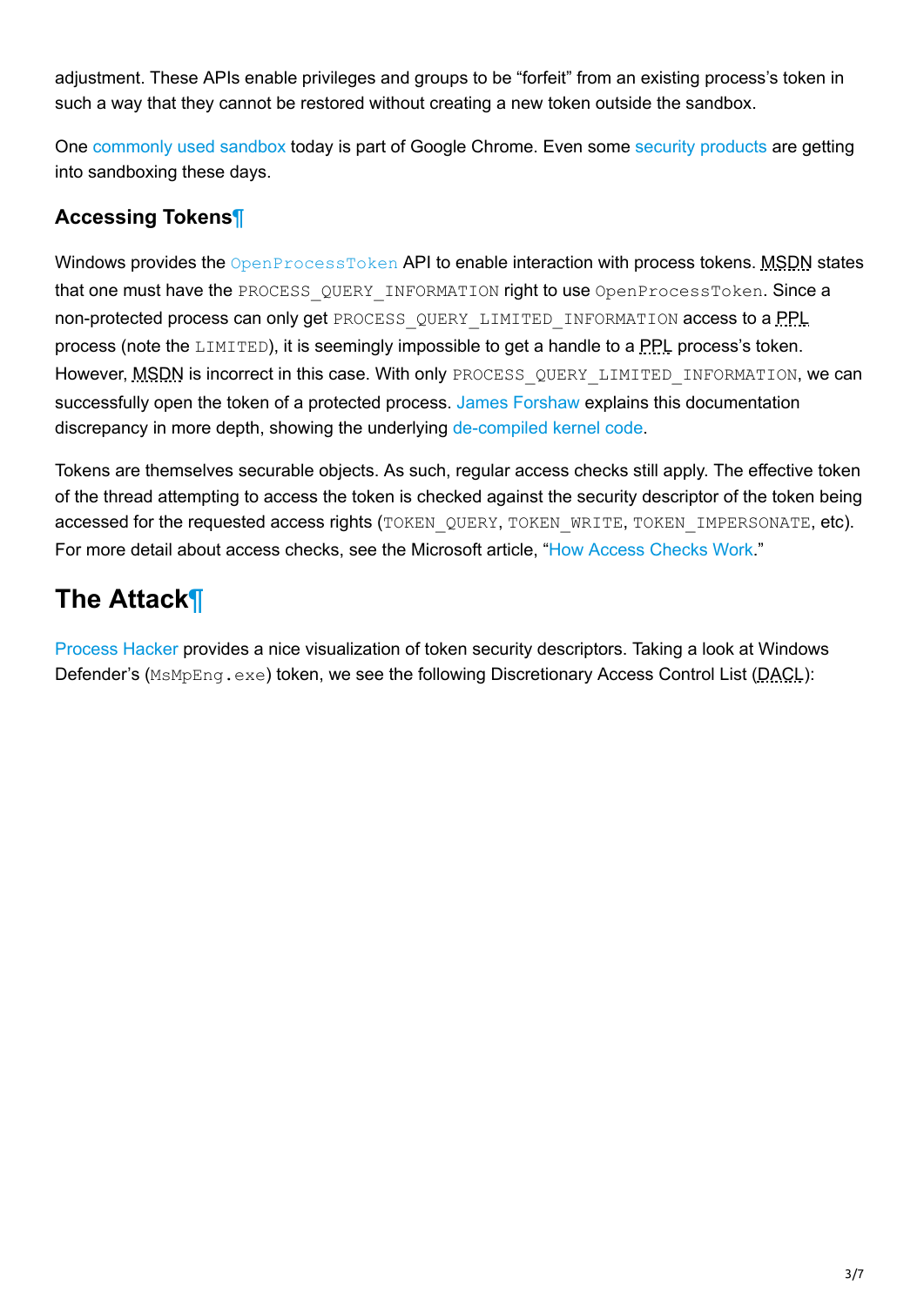adjustment. These APIs enable privileges and groups to be "forfeit" from an existing process's token in such a way that they cannot be restored without creating a new token outside the sandbox.

One commonly used sandbox today is part of Google Chrome. Even some security products are getting into sandboxing these days.

### Accessing Tokens¶

Windows provides the `OpenProcessToken` API to enable interaction with process tokens. MSDN states that one must have the `PROCESS_QUERY_INFORMATION` right to use `OpenProcessToken`. Since a non-protected process can only get `PROCESS_QUERY_LIMITED_INFORMATION` access to a PPL process (note the `LIMITED`), it is seemingly impossible to get a handle to a PPL process's token. However, MSDN is incorrect in this case. With only `PROCESS_QUERY_LIMITED_INFORMATION`, we can successfully open the token of a protected process. James Forshaw explains this documentation discrepancy in more depth, showing the underlying de-compiled kernel code.

Tokens are themselves securable objects. As such, regular access checks still apply. The effective token of the thread attempting to access the token is checked against the security descriptor of the token being accessed for the requested access rights (`TOKEN_QUERY`, `TOKEN_WRITE`, `TOKEN_IMPERSONATE`, etc). For more detail about access checks, see the Microsoft article, "How Access Checks Work."

## The Attack¶

Process Hacker provides a nice visualization of token security descriptors. Taking a look at Windows Defender's (`MsMpEng.exe`) token, we see the following Discretionary Access Control List (DACL):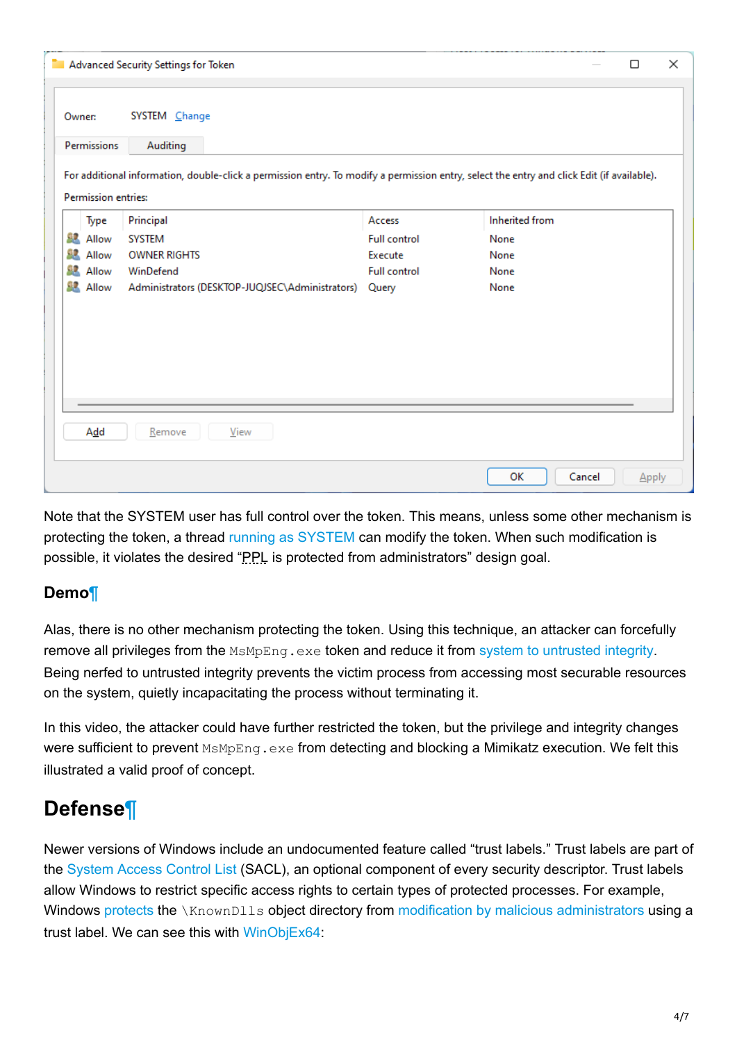Advanced Security Settings for Token

Owner: SYSTEM Change

Permissions | Auditing

For additional information, double-click a permission entry. To modify a permission entry, select the entry and click Edit (if available).

Permission entries:

| Type | Principal | Access | Inherited from |
| --- | --- | --- | --- |
| Allow | SYSTEM | Full control | None |
| Allow | OWNER RIGHTS | Execute | None |
| Allow | WinDefend | Full control | None |
| Allow | Administrators (DESKTOP-JUQJSEC\Administrators) | Query | None |

Note that the SYSTEM user has full control over the token. This means, unless some other mechanism is protecting the token, a thread running as SYSTEM can modify the token. When such modification is possible, it violates the desired "PPL is protected from administrators" design goal.

### Demo

Alas, there is no other mechanism protecting the token. Using this technique, an attacker can forcefully remove all privileges from the `MsMpEng.exe` token and reduce it from system to untrusted integrity. Being nerfed to untrusted integrity prevents the victim process from accessing most securable resources on the system, quietly incapacitating the process without terminating it.

In this video, the attacker could have further restricted the token, but the privilege and integrity changes were sufficient to prevent `MsMpEng.exe` from detecting and blocking a Mimikatz execution. We felt this illustrated a valid proof of concept.

## Defense

Newer versions of Windows include an undocumented feature called "trust labels." Trust labels are part of the System Access Control List (SACL), an optional component of every security descriptor. Trust labels allow Windows to restrict specific access rights to certain types of protected processes. For example, Windows protects the `\KnownDlls` object directory from modification by malicious administrators using a trust label. We can see this with WinObjEx64: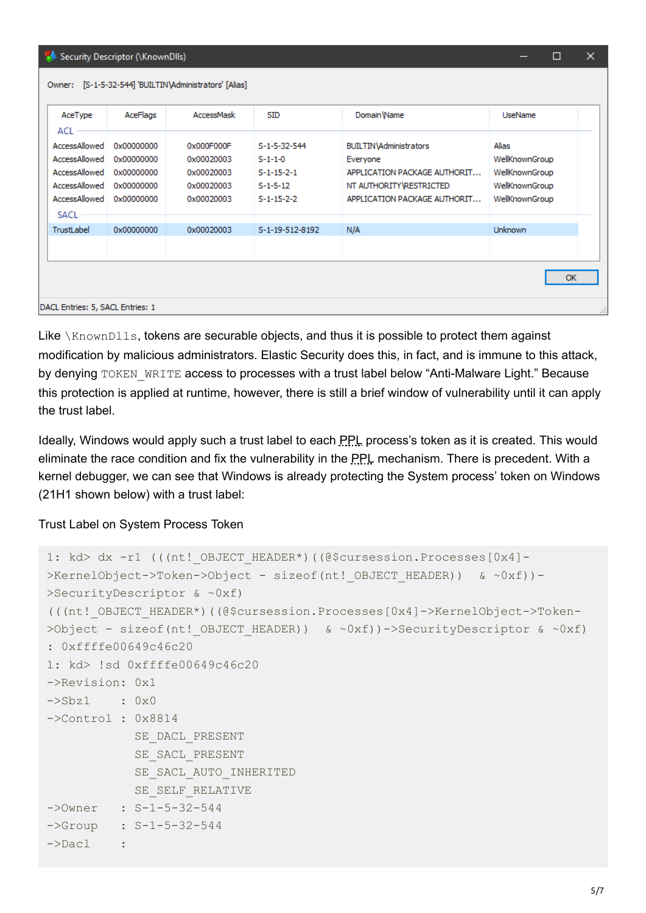Like `\KnownDlls`, tokens are securable objects, and thus it is possible to protect them against modification by malicious administrators. Elastic Security does this, in fact, and is immune to this attack, by denying `TOKEN_WRITE` access to processes with a trust label below "Anti-Malware Light." Because this protection is applied at runtime, however, there is still a brief window of vulnerability until it can apply the trust label.

Ideally, Windows would apply such a trust label to each PPL process's token as it is created. This would eliminate the race condition and fix the vulnerability in the PPL mechanism. There is precedent. With a kernel debugger, we can see that Windows is already protecting the System process' token on Windows (21H1 shown below) with a trust label:

Trust Label on System Process Token

```
1: kd> dx -r1 (((nt!_OBJECT_HEADER*)((@$cursession.Processes[0x4]->KernelObject->Token->Object - sizeof(nt!_OBJECT_HEADER))  & ~0xf))->SecurityDescriptor & ~0xf)
(((nt!_OBJECT_HEADER*)((@$cursession.Processes[0x4]->KernelObject->Token->Object - sizeof(nt!_OBJECT_HEADER))  & ~0xf))->SecurityDescriptor & ~0xf)
: 0xffffe00649c46c20
1: kd> !sd 0xffffe00649c46c20
->Revision: 0x1
->Sbz1    : 0x0
->Control : 0x8814
            SE_DACL_PRESENT
            SE_SACL_PRESENT
            SE_SACL_AUTO_INHERITED
            SE_SELF_RELATIVE
->Owner   : S-1-5-32-544
->Group   : S-1-5-32-544
->Dacl    :
```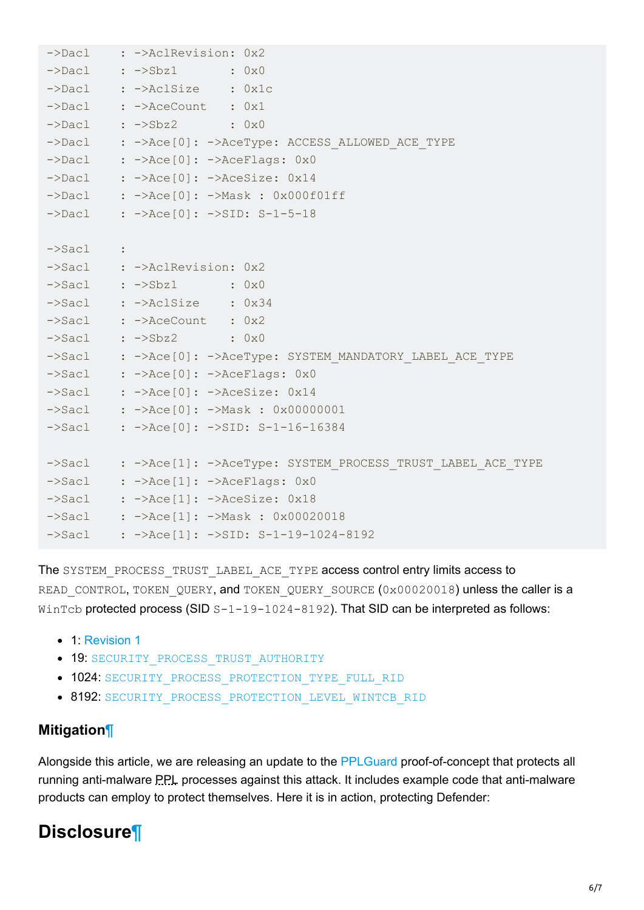```
->Dacl     : ->AclRevision: 0x2
->Dacl     : ->Sbz1        : 0x0
->Dacl     : ->AclSize     : 0x1c
->Dacl     : ->AceCount    : 0x1
->Dacl     : ->Sbz2        : 0x0
->Dacl     : ->Ace[0]: ->AceType: ACCESS_ALLOWED_ACE_TYPE
->Dacl     : ->Ace[0]: ->AceFlags: 0x0
->Dacl     : ->Ace[0]: ->AceSize: 0x14
->Dacl     : ->Ace[0]: ->Mask : 0x000f01ff
->Dacl     : ->Ace[0]: ->SID: S-1-5-18

->Sacl     :
->Sacl     : ->AclRevision: 0x2
->Sacl     : ->Sbz1        : 0x0
->Sacl     : ->AclSize     : 0x34
->Sacl     : ->AceCount    : 0x2
->Sacl     : ->Sbz2        : 0x0
->Sacl     : ->Ace[0]: ->AceType: SYSTEM_MANDATORY_LABEL_ACE_TYPE
->Sacl     : ->Ace[0]: ->AceFlags: 0x0
->Sacl     : ->Ace[0]: ->AceSize: 0x14
->Sacl     : ->Ace[0]: ->Mask : 0x00000001
->Sacl     : ->Ace[0]: ->SID: S-1-16-16384

->Sacl     : ->Ace[1]: ->AceType: SYSTEM_PROCESS_TRUST_LABEL_ACE_TYPE
->Sacl     : ->Ace[1]: ->AceFlags: 0x0
->Sacl     : ->Ace[1]: ->AceSize: 0x18
->Sacl     : ->Ace[1]: ->Mask : 0x00020018
->Sacl     : ->Ace[1]: ->SID: S-1-19-1024-8192
```

The `SYSTEM_PROCESS_TRUST_LABEL_ACE_TYPE` access control entry limits access to `READ_CONTROL`, `TOKEN_QUERY`, and `TOKEN_QUERY_SOURCE` (`0x00020018`) unless the caller is a `WinTcb` protected process (SID `S-1-19-1024-8192`). That SID can be interpreted as follows:

- 1: Revision 1
- 19: `SECURITY_PROCESS_TRUST_AUTHORITY`
- 1024: `SECURITY_PROCESS_PROTECTION_TYPE_FULL_RID`
- 8192: `SECURITY_PROCESS_PROTECTION_LEVEL_WINTCB_RID`

### Mitigation¶

Alongside this article, we are releasing an update to the PPLGuard proof-of-concept that protects all running anti-malware PPL processes against this attack. It includes example code that anti-malware products can employ to protect themselves. Here it is in action, protecting Defender:

## Disclosure¶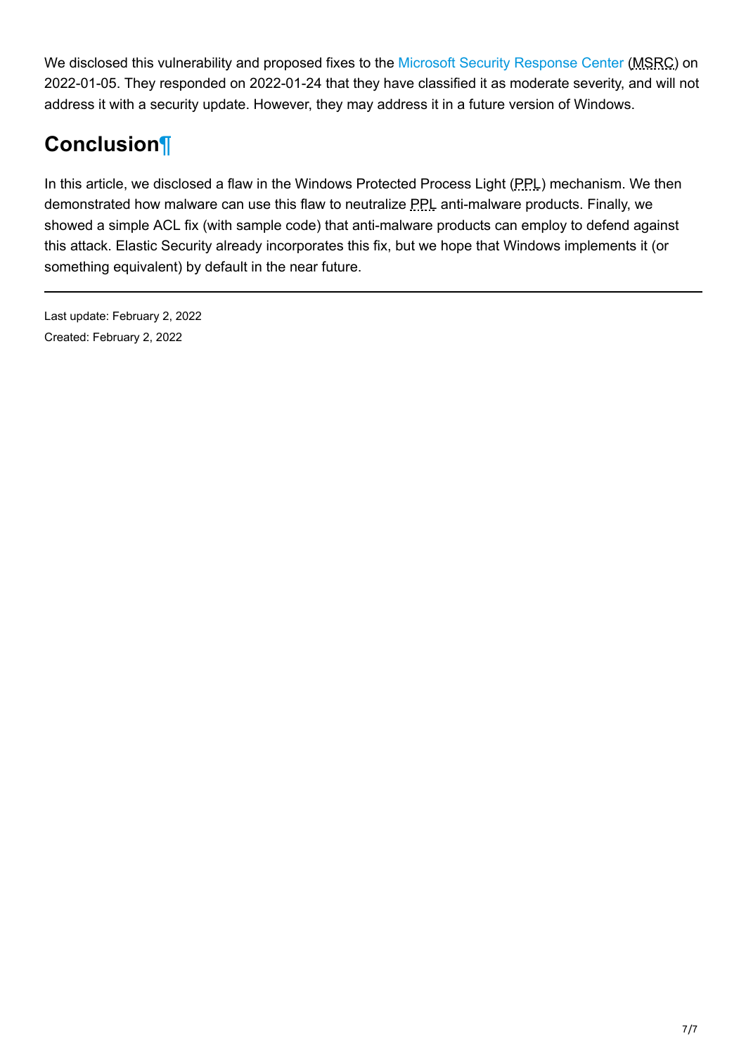We disclosed this vulnerability and proposed fixes to the Microsoft Security Response Center (MSRC) on 2022-01-05. They responded on 2022-01-24 that they have classified it as moderate severity, and will not address it with a security update. However, they may address it in a future version of Windows.

## Conclusion¶

In this article, we disclosed a flaw in the Windows Protected Process Light (PPL) mechanism. We then demonstrated how malware can use this flaw to neutralize PPL anti-malware products. Finally, we showed a simple ACL fix (with sample code) that anti-malware products can employ to defend against this attack. Elastic Security already incorporates this fix, but we hope that Windows implements it (or something equivalent) by default in the near future.

---

Last update: February 2, 2022

Created: February 2, 2022